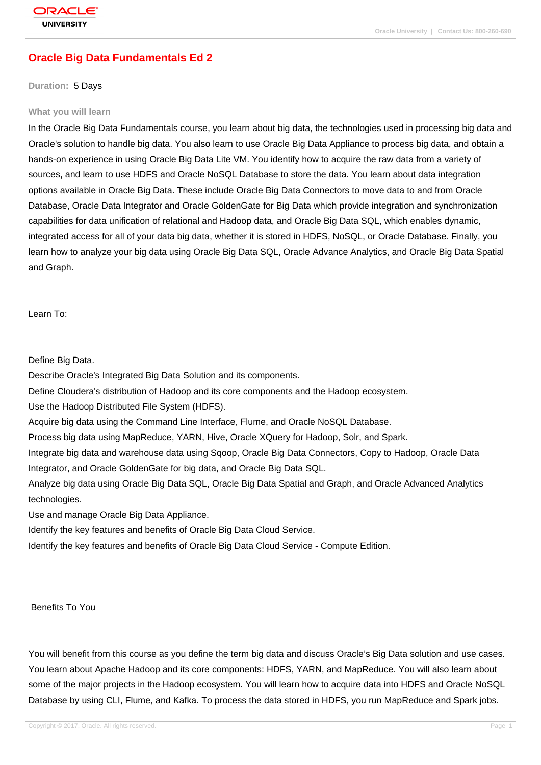# Oracle Big Data Fundamentals Ed 2

**Duration:** 5 Days

### What you will learn

In the Oracle Big Data Fundamentals course, you learn about big data, the technologies used in processing big data and Oracle's solution to handle big data. You also learn to use Oracle Big Data Appliance to process big data, and obtain a hands-on experience in using Oracle Big Data Lite VM. You identify how to acquire the raw data from a variety of sources, and learn to use HDFS and Oracle NoSQL Database to store the data. You learn about data integration options available in Oracle Big Data. These include Oracle Big Data Connectors to move data to and from Oracle Database, Oracle Data Integrator and Oracle GoldenGate for Big Data which provide integration and synchronization capabilities for data unification of relational and Hadoop data, and Oracle Big Data SQL, which enables dynamic, integrated access for all of your data big data, whether it is stored in HDFS, NoSQL, or Oracle Database. Finally, you learn how to analyze your big data using Oracle Big Data SQL, Oracle Advance Analytics, and Oracle Big Data Spatial and Graph.

Learn To:

Define Big Data.
Describe Oracle's Integrated Big Data Solution and its components.
Define Cloudera's distribution of Hadoop and its core components and the Hadoop ecosystem.
Use the Hadoop Distributed File System (HDFS).
Acquire big data using the Command Line Interface, Flume, and Oracle NoSQL Database.
Process big data using MapReduce, YARN, Hive, Oracle XQuery for Hadoop, Solr, and Spark.
Integrate big data and warehouse data using Sqoop, Oracle Big Data Connectors, Copy to Hadoop, Oracle Data Integrator, and Oracle GoldenGate for big data, and Oracle Big Data SQL.
Analyze big data using Oracle Big Data SQL, Oracle Big Data Spatial and Graph, and Oracle Advanced Analytics technologies.
Use and manage Oracle Big Data Appliance.
Identify the key features and benefits of Oracle Big Data Cloud Service.
Identify the key features and benefits of Oracle Big Data Cloud Service - Compute Edition.

Benefits To You

You will benefit from this course as you define the term big data and discuss Oracle's Big Data solution and use cases. You learn about Apache Hadoop and its core components: HDFS, YARN, and MapReduce. You will also learn about some of the major projects in the Hadoop ecosystem. You will learn how to acquire data into HDFS and Oracle NoSQL Database by using CLI, Flume, and Kafka. To process the data stored in HDFS, you run MapReduce and Spark jobs.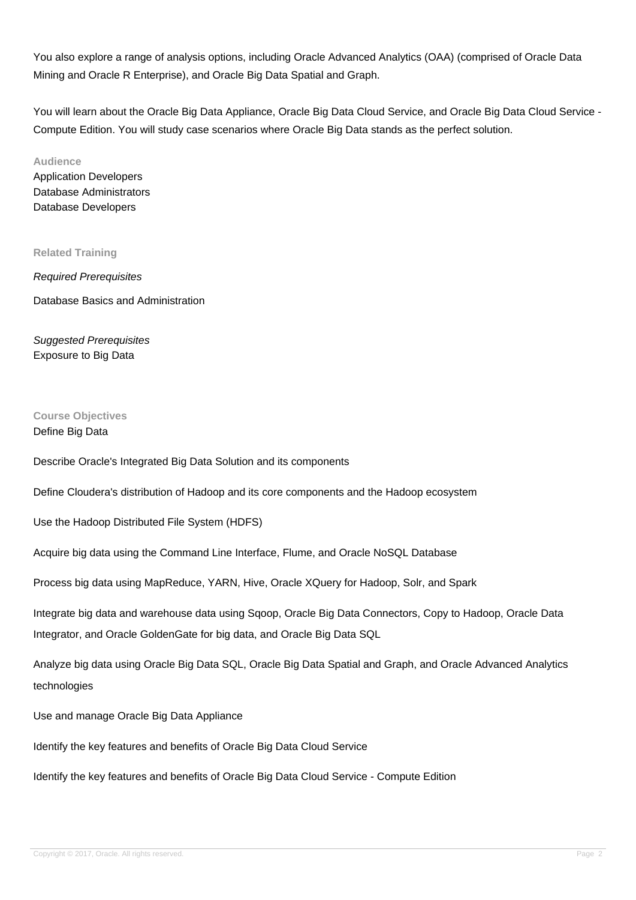You also explore a range of analysis options, including Oracle Advanced Analytics (OAA) (comprised of Oracle Data Mining and Oracle R Enterprise), and Oracle Big Data Spatial and Graph.

You will learn about the Oracle Big Data Appliance, Oracle Big Data Cloud Service, and Oracle Big Data Cloud Service - Compute Edition. You will study case scenarios where Oracle Big Data stands as the perfect solution.

### Audience

Application Developers
Database Administrators
Database Developers

### Related Training

*Required Prerequisites*

Database Basics and Administration

*Suggested Prerequisites*
Exposure to Big Data

### Course Objectives

Define Big Data

Describe Oracle's Integrated Big Data Solution and its components

Define Cloudera's distribution of Hadoop and its core components and the Hadoop ecosystem

Use the Hadoop Distributed File System (HDFS)

Acquire big data using the Command Line Interface, Flume, and Oracle NoSQL Database

Process big data using MapReduce, YARN, Hive, Oracle XQuery for Hadoop, Solr, and Spark

Integrate big data and warehouse data using Sqoop, Oracle Big Data Connectors, Copy to Hadoop, Oracle Data Integrator, and Oracle GoldenGate for big data, and Oracle Big Data SQL

Analyze big data using Oracle Big Data SQL, Oracle Big Data Spatial and Graph, and Oracle Advanced Analytics technologies

Use and manage Oracle Big Data Appliance

Identify the key features and benefits of Oracle Big Data Cloud Service

Identify the key features and benefits of Oracle Big Data Cloud Service - Compute Edition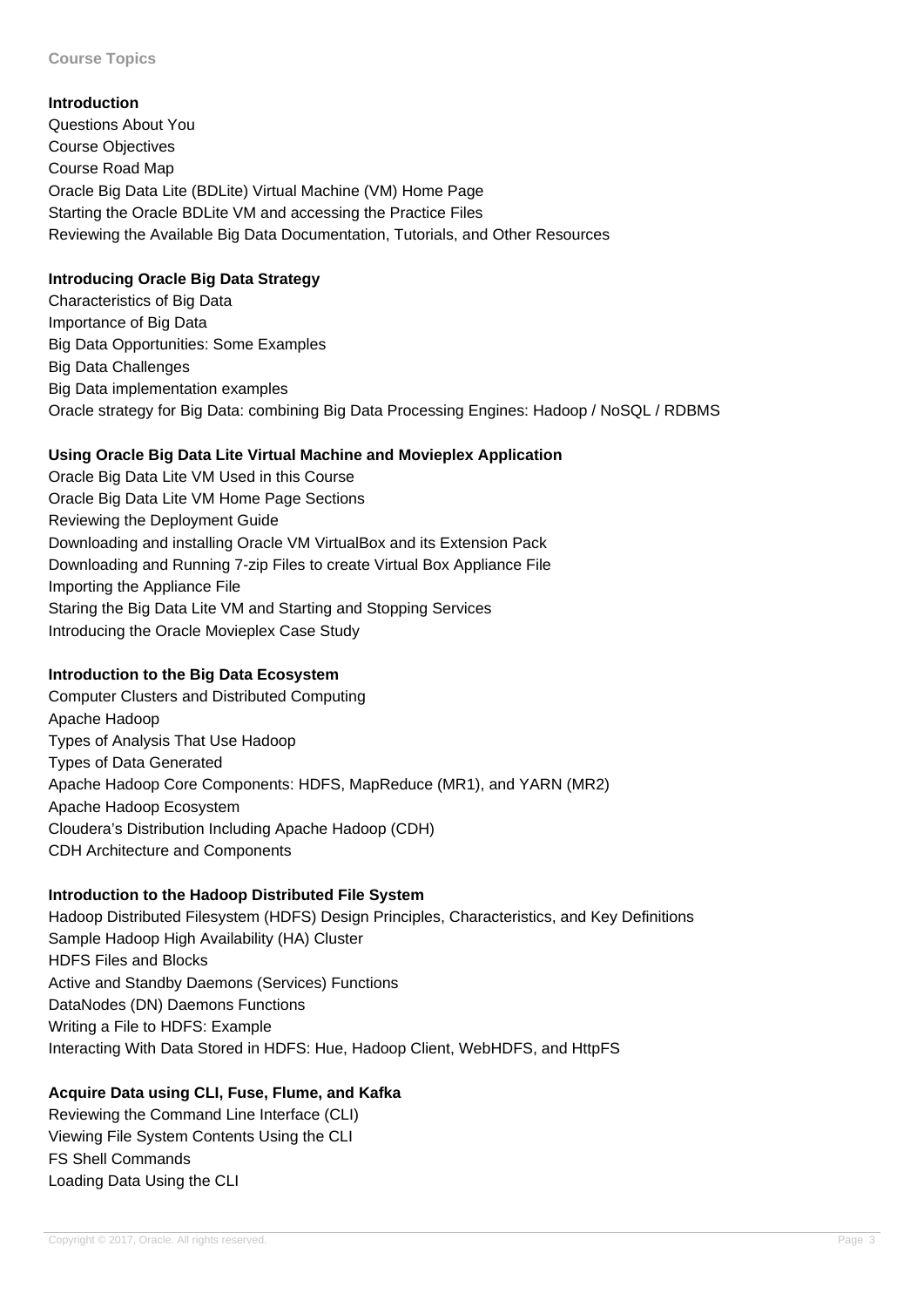**Course Topics**

**Introduction**

Questions About You
Course Objectives
Course Road Map
Oracle Big Data Lite (BDLite) Virtual Machine (VM) Home Page
Starting the Oracle BDLite VM and accessing the Practice Files
Reviewing the Available Big Data Documentation, Tutorials, and Other Resources

**Introducing Oracle Big Data Strategy**

Characteristics of Big Data
Importance of Big Data
Big Data Opportunities: Some Examples
Big Data Challenges
Big Data implementation examples
Oracle strategy for Big Data: combining Big Data Processing Engines: Hadoop / NoSQL / RDBMS

**Using Oracle Big Data Lite Virtual Machine and Movieplex Application**

Oracle Big Data Lite VM Used in this Course
Oracle Big Data Lite VM Home Page Sections
Reviewing the Deployment Guide
Downloading and installing Oracle VM VirtualBox and its Extension Pack
Downloading and Running 7-zip Files to create Virtual Box Appliance File
Importing the Appliance File
Staring the Big Data Lite VM and Starting and Stopping Services
Introducing the Oracle Movieplex Case Study

**Introduction to the Big Data Ecosystem**

Computer Clusters and Distributed Computing
Apache Hadoop
Types of Analysis That Use Hadoop
Types of Data Generated
Apache Hadoop Core Components: HDFS, MapReduce (MR1), and YARN (MR2)
Apache Hadoop Ecosystem
Cloudera's Distribution Including Apache Hadoop (CDH)
CDH Architecture and Components

**Introduction to the Hadoop Distributed File System**

Hadoop Distributed Filesystem (HDFS) Design Principles, Characteristics, and Key Definitions
Sample Hadoop High Availability (HA) Cluster
HDFS Files and Blocks
Active and Standby Daemons (Services) Functions
DataNodes (DN) Daemons Functions
Writing a File to HDFS: Example
Interacting With Data Stored in HDFS: Hue, Hadoop Client, WebHDFS, and HttpFS

**Acquire Data using CLI, Fuse, Flume, and Kafka**

Reviewing the Command Line Interface (CLI)
Viewing File System Contents Using the CLI
FS Shell Commands
Loading Data Using the CLI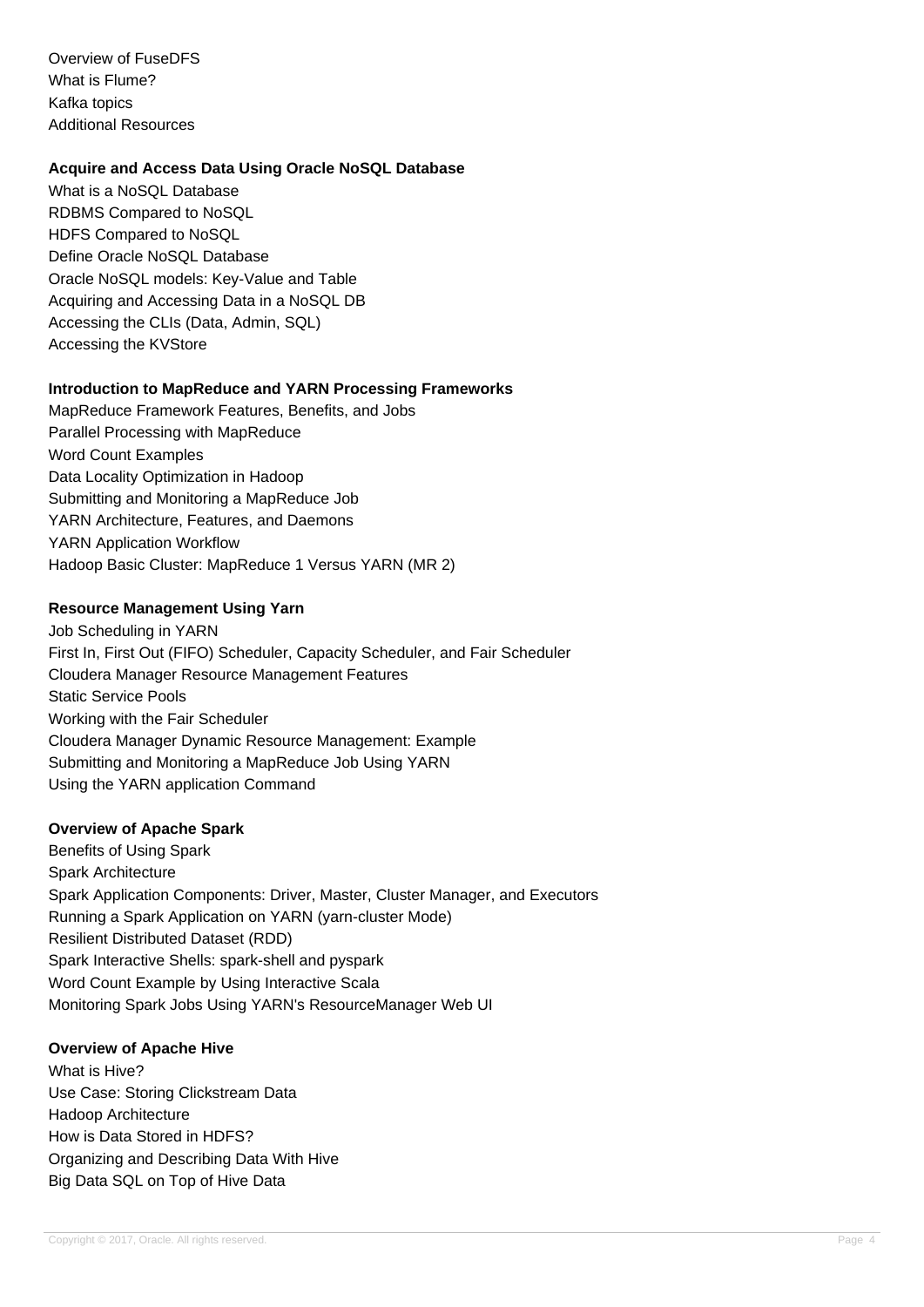Overview of FuseDFS
What is Flume?
Kafka topics
Additional Resources

**Acquire and Access Data Using Oracle NoSQL Database**

What is a NoSQL Database
RDBMS Compared to NoSQL
HDFS Compared to NoSQL
Define Oracle NoSQL Database
Oracle NoSQL models: Key-Value and Table
Acquiring and Accessing Data in a NoSQL DB
Accessing the CLIs (Data, Admin, SQL)
Accessing the KVStore

**Introduction to MapReduce and YARN Processing Frameworks**

MapReduce Framework Features, Benefits, and Jobs
Parallel Processing with MapReduce
Word Count Examples
Data Locality Optimization in Hadoop
Submitting and Monitoring a MapReduce Job
YARN Architecture, Features, and Daemons
YARN Application Workflow
Hadoop Basic Cluster: MapReduce 1 Versus YARN (MR 2)

**Resource Management Using Yarn**

Job Scheduling in YARN
First In, First Out (FIFO) Scheduler, Capacity Scheduler, and Fair Scheduler
Cloudera Manager Resource Management Features
Static Service Pools
Working with the Fair Scheduler
Cloudera Manager Dynamic Resource Management: Example
Submitting and Monitoring a MapReduce Job Using YARN
Using the YARN application Command

**Overview of Apache Spark**

Benefits of Using Spark
Spark Architecture
Spark Application Components: Driver, Master, Cluster Manager, and Executors
Running a Spark Application on YARN (yarn-cluster Mode)
Resilient Distributed Dataset (RDD)
Spark Interactive Shells: spark-shell and pyspark
Word Count Example by Using Interactive Scala
Monitoring Spark Jobs Using YARN's ResourceManager Web UI

**Overview of Apache Hive**

What is Hive?
Use Case: Storing Clickstream Data
Hadoop Architecture
How is Data Stored in HDFS?
Organizing and Describing Data With Hive
Big Data SQL on Top of Hive Data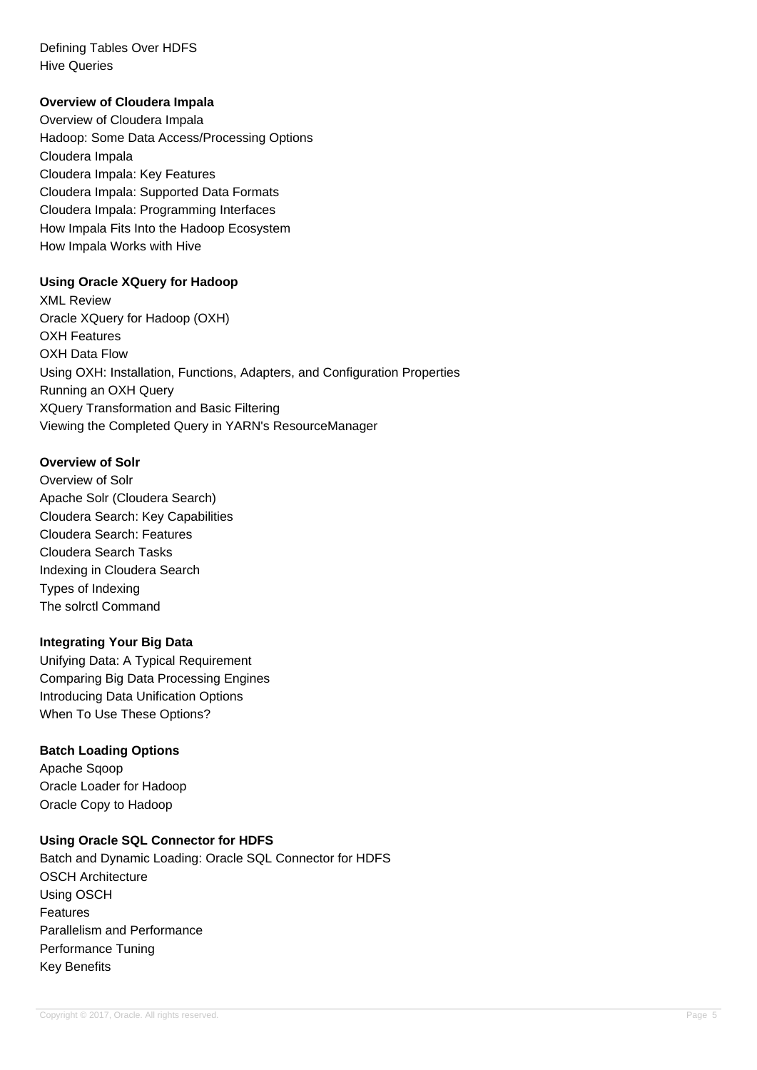Defining Tables Over HDFS
Hive Queries

**Overview of Cloudera Impala**

Overview of Cloudera Impala
Hadoop: Some Data Access/Processing Options
Cloudera Impala
Cloudera Impala: Key Features
Cloudera Impala: Supported Data Formats
Cloudera Impala: Programming Interfaces
How Impala Fits Into the Hadoop Ecosystem
How Impala Works with Hive

**Using Oracle XQuery for Hadoop**

XML Review
Oracle XQuery for Hadoop (OXH)
OXH Features
OXH Data Flow
Using OXH: Installation, Functions, Adapters, and Configuration Properties
Running an OXH Query
XQuery Transformation and Basic Filtering
Viewing the Completed Query in YARN's ResourceManager

**Overview of Solr**

Overview of Solr
Apache Solr (Cloudera Search)
Cloudera Search: Key Capabilities
Cloudera Search: Features
Cloudera Search Tasks
Indexing in Cloudera Search
Types of Indexing
The solrctl Command

**Integrating Your Big Data**

Unifying Data: A Typical Requirement
Comparing Big Data Processing Engines
Introducing Data Unification Options
When To Use These Options?

**Batch Loading Options**

Apache Sqoop
Oracle Loader for Hadoop
Oracle Copy to Hadoop

**Using Oracle SQL Connector for HDFS**

Batch and Dynamic Loading: Oracle SQL Connector for HDFS
OSCH Architecture
Using OSCH
Features
Parallelism and Performance
Performance Tuning
Key Benefits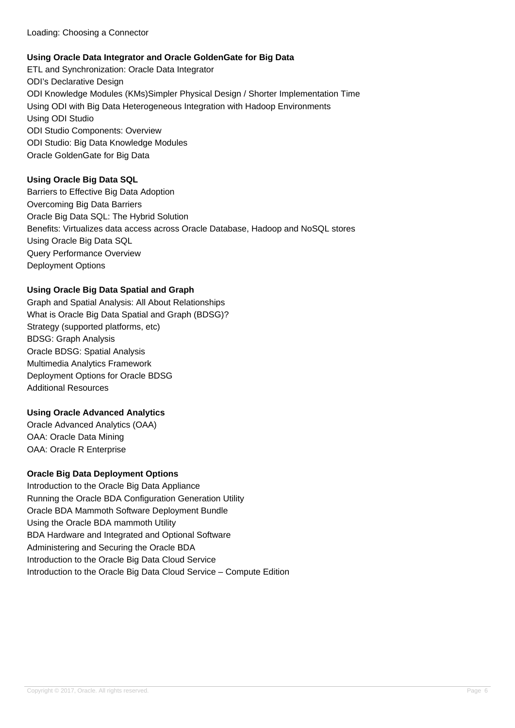Loading: Choosing a Connector

**Using Oracle Data Integrator and Oracle GoldenGate for Big Data**

ETL and Synchronization: Oracle Data Integrator
ODI's Declarative Design
ODI Knowledge Modules (KMs)Simpler Physical Design / Shorter Implementation Time
Using ODI with Big Data Heterogeneous Integration with Hadoop Environments
Using ODI Studio
ODI Studio Components: Overview
ODI Studio: Big Data Knowledge Modules
Oracle GoldenGate for Big Data

**Using Oracle Big Data SQL**

Barriers to Effective Big Data Adoption
Overcoming Big Data Barriers
Oracle Big Data SQL: The Hybrid Solution
Benefits: Virtualizes data access across Oracle Database, Hadoop and NoSQL stores
Using Oracle Big Data SQL
Query Performance Overview
Deployment Options

**Using Oracle Big Data Spatial and Graph**

Graph and Spatial Analysis: All About Relationships
What is Oracle Big Data Spatial and Graph (BDSG)?
Strategy (supported platforms, etc)
BDSG: Graph Analysis
Oracle BDSG: Spatial Analysis
Multimedia Analytics Framework
Deployment Options for Oracle BDSG
Additional Resources

**Using Oracle Advanced Analytics**

Oracle Advanced Analytics (OAA)
OAA: Oracle Data Mining
OAA: Oracle R Enterprise

**Oracle Big Data Deployment Options**

Introduction to the Oracle Big Data Appliance
Running the Oracle BDA Configuration Generation Utility
Oracle BDA Mammoth Software Deployment Bundle
Using the Oracle BDA mammoth Utility
BDA Hardware and Integrated and Optional Software
Administering and Securing the Oracle BDA
Introduction to the Oracle Big Data Cloud Service
Introduction to the Oracle Big Data Cloud Service – Compute Edition